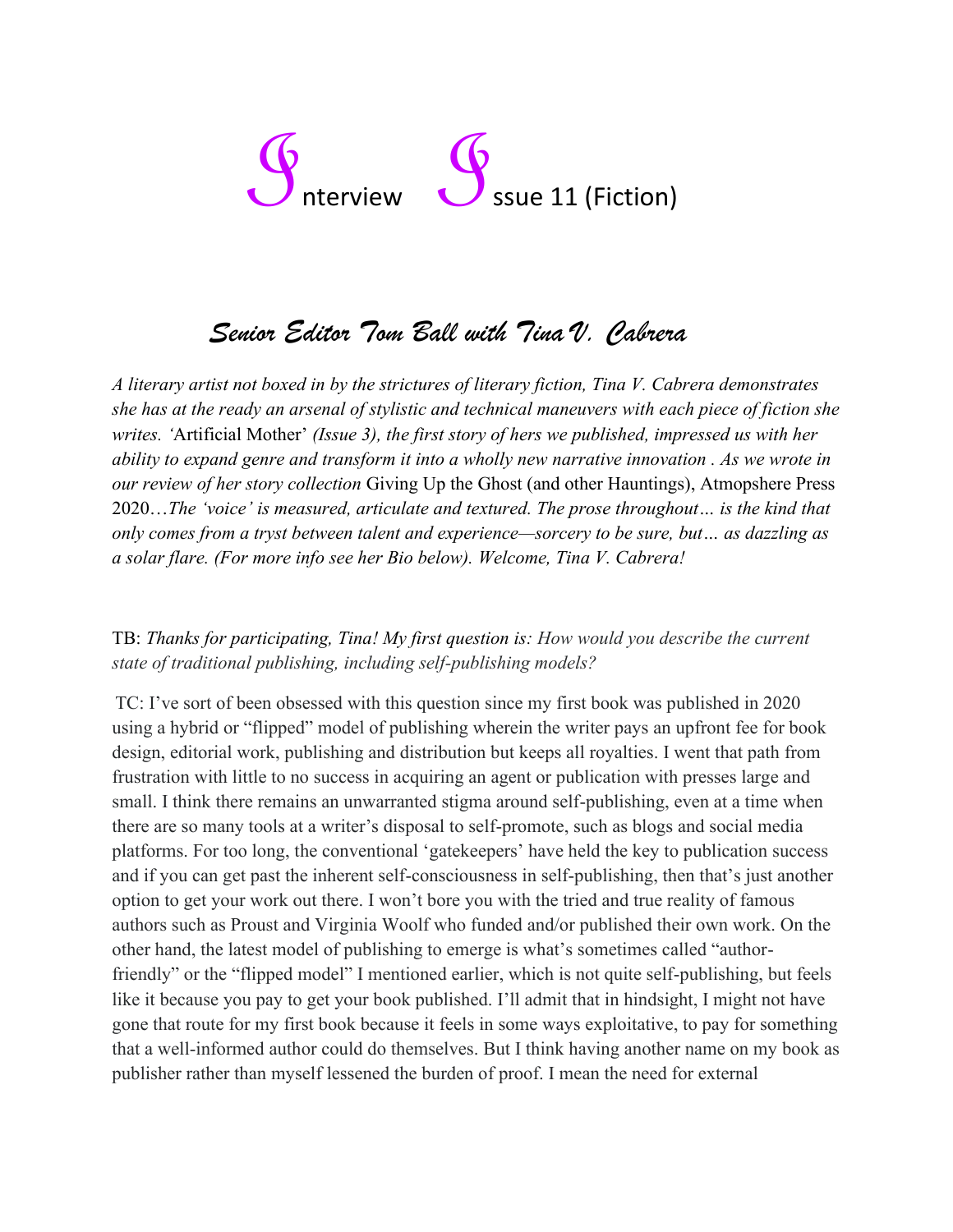# Interview Issue 11 (Fiction)

## *Senior Editor Tom Ball with Tina V. Cabrera*

*A literary artist not boxed in by the strictures of literary fiction, Tina V. Cabrera demonstrates she has at the ready an arsenal of stylistic and technical maneuvers with each piece of fiction she writes.* 'Artificial Mother' *(Issue 3), the first story of hers we published, impressed us with her ability to expand genre and transform it into a wholly new narrative innovation . As we wrote in our review of her story collection* Giving Up the Ghost (and other Hauntings), Atmopshere Press 2020…*The 'voice' is measured, articulate and textured. The prose throughout… is the kind that only comes from a tryst between talent and experience—sorcery to be sure, but… as dazzling as a solar flare. (For more info see her Bio below). Welcome, Tina V. Cabrera!*

TB: *Thanks for participating, Tina! My first question is: How would you describe the current state of traditional publishing, including self-publishing models?*

TC: I've sort of been obsessed with this question since my first book was published in 2020 using a hybrid or "flipped" model of publishing wherein the writer pays an upfront fee for book design, editorial work, publishing and distribution but keeps all royalties. I went that path from frustration with little to no success in acquiring an agent or publication with presses large and small. I think there remains an unwarranted stigma around self-publishing, even at a time when there are so many tools at a writer's disposal to self-promote, such as blogs and social media platforms. For too long, the conventional 'gatekeepers' have held the key to publication success and if you can get past the inherent self-consciousness in self-publishing, then that's just another option to get your work out there. I won't bore you with the tried and true reality of famous authors such as Proust and Virginia Woolf who funded and/or published their own work. On the other hand, the latest model of publishing to emerge is what's sometimes called "author-friendly" or the "flipped model" I mentioned earlier, which is not quite self-publishing, but feels like it because you pay to get your book published. I'll admit that in hindsight, I might not have gone that route for my first book because it feels in some ways exploitative, to pay for something that a well-informed author could do themselves. But I think having another name on my book as publisher rather than myself lessened the burden of proof. I mean the need for external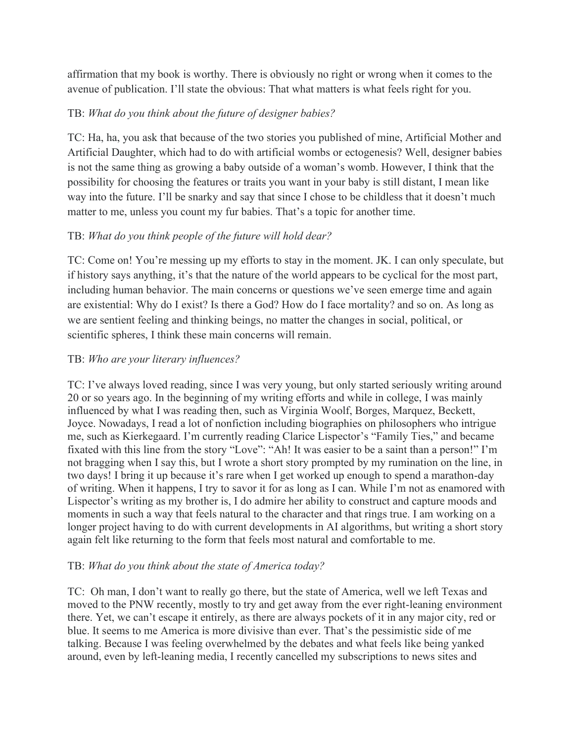affirmation that my book is worthy. There is obviously no right or wrong when it comes to the avenue of publication. I'll state the obvious: That what matters is what feels right for you.

TB: *What do you think about the future of designer babies?*

TC: Ha, ha, you ask that because of the two stories you published of mine, Artificial Mother and Artificial Daughter, which had to do with artificial wombs or ectogenesis? Well, designer babies is not the same thing as growing a baby outside of a woman's womb. However, I think that the possibility for choosing the features or traits you want in your baby is still distant, I mean like way into the future. I'll be snarky and say that since I chose to be childless that it doesn't much matter to me, unless you count my fur babies. That's a topic for another time.

TB: *What do you think people of the future will hold dear?*

TC: Come on! You're messing up my efforts to stay in the moment. JK. I can only speculate, but if history says anything, it's that the nature of the world appears to be cyclical for the most part, including human behavior. The main concerns or questions we've seen emerge time and again are existential: Why do I exist? Is there a God? How do I face mortality? and so on. As long as we are sentient feeling and thinking beings, no matter the changes in social, political, or scientific spheres, I think these main concerns will remain.

TB: *Who are your literary influences?*

TC: I've always loved reading, since I was very young, but only started seriously writing around 20 or so years ago. In the beginning of my writing efforts and while in college, I was mainly influenced by what I was reading then, such as Virginia Woolf, Borges, Marquez, Beckett, Joyce. Nowadays, I read a lot of nonfiction including biographies on philosophers who intrigue me, such as Kierkegaard. I'm currently reading Clarice Lispector's "Family Ties," and became fixated with this line from the story "Love": "Ah! It was easier to be a saint than a person!" I'm not bragging when I say this, but I wrote a short story prompted by my rumination on the line, in two days! I bring it up because it's rare when I get worked up enough to spend a marathon-day of writing. When it happens, I try to savor it for as long as I can. While I'm not as enamored with Lispector's writing as my brother is, I do admire her ability to construct and capture moods and moments in such a way that feels natural to the character and that rings true. I am working on a longer project having to do with current developments in AI algorithms, but writing a short story again felt like returning to the form that feels most natural and comfortable to me.

TB: *What do you think about the state of America today?*

TC: Oh man, I don't want to really go there, but the state of America, well we left Texas and moved to the PNW recently, mostly to try and get away from the ever right-leaning environment there. Yet, we can't escape it entirely, as there are always pockets of it in any major city, red or blue. It seems to me America is more divisive than ever. That's the pessimistic side of me talking. Because I was feeling overwhelmed by the debates and what feels like being yanked around, even by left-leaning media, I recently cancelled my subscriptions to news sites and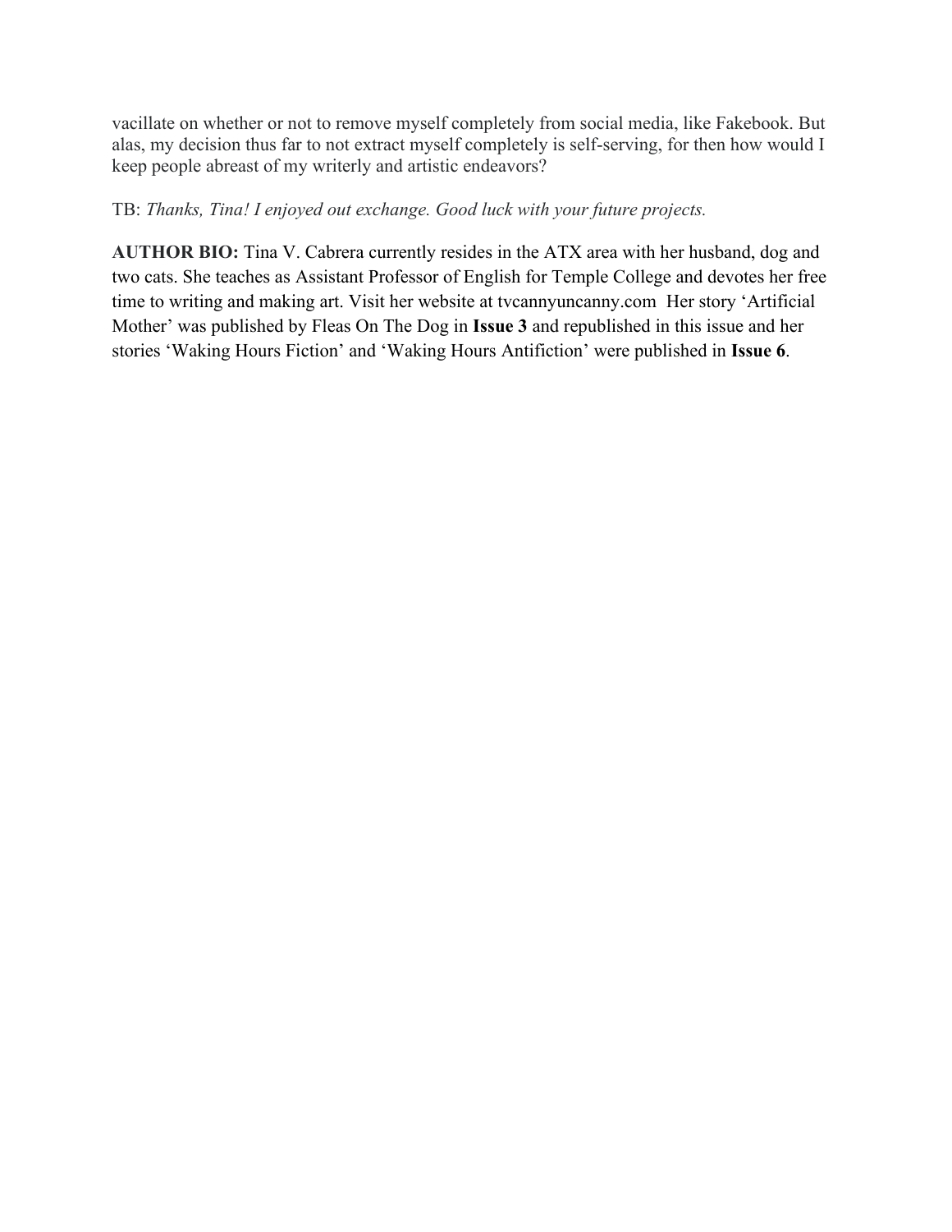vacillate on whether or not to remove myself completely from social media, like Fakebook. But alas, my decision thus far to not extract myself completely is self-serving, for then how would I keep people abreast of my writerly and artistic endeavors?

TB: *Thanks, Tina! I enjoyed out exchange. Good luck with your future projects.*

**AUTHOR BIO:** Tina V. Cabrera currently resides in the ATX area with her husband, dog and two cats. She teaches as Assistant Professor of English for Temple College and devotes her free time to writing and making art. Visit her website at tvcannyuncanny.com Her story 'Artificial Mother' was published by Fleas On The Dog in **Issue 3** and republished in this issue and her stories 'Waking Hours Fiction' and 'Waking Hours Antifiction' were published in **Issue 6**.